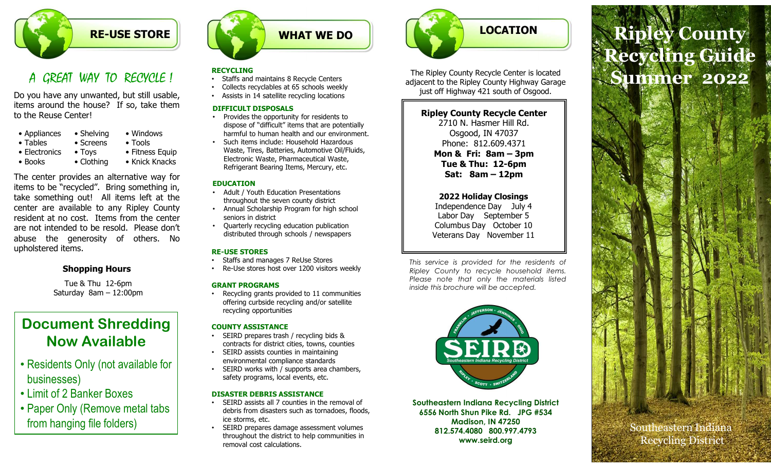## RE-USE STORE

### A GREAT WAY TO RECYCLE !

Do you have any unwanted, but still usable, items around the house? If so, take them to the Reuse Center!

- Appliances
- Shelving
- Windows
- Tables
- Screens
- Tools
- Electronics
- Toys
- Fitness Equip
- Books
- Clothing
- Knick Knacks

The center provides an alternative way for items to be "recycled". Bring something in, take something out! All items left at the center are available to any Ripley County resident at no cost. Items from the center are not intended to be resold. Please don't abuse the generosity of others. No upholstered items.

**Shopping Hours**

Tue & Thu 12-6pm
Saturday 8am – 12:00pm

## Document Shredding Now Available

- Residents Only (not available for businesses)
- Limit of 2 Banker Boxes
- Paper Only (Remove metal tabs from hanging file folders)

## WHAT WE DO

**RECYCLING**

- Staffs and maintains 8 Recycle Centers
- Collects recyclables at 65 schools weekly
- Assists in 14 satellite recycling locations

**DIFFICULT DISPOSALS**

- Provides the opportunity for residents to dispose of "difficult" items that are potentially harmful to human health and our environment.
- Such items include: Household Hazardous Waste, Tires, Batteries, Automotive Oil/Fluids, Electronic Waste, Pharmaceutical Waste, Refrigerant Bearing Items, Mercury, etc.

**EDUCATION**

- Adult / Youth Education Presentations throughout the seven county district
- Annual Scholarship Program for high school seniors in district
- Quarterly recycling education publication distributed through schools / newspapers

**RE-USE STORES**

- Staffs and manages 7 ReUse Stores
- Re-Use stores host over 1200 visitors weekly

**GRANT PROGRAMS**

- Recycling grants provided to 11 communities offering curbside recycling and/or satellite recycling opportunities

**COUNTY ASSISTANCE**

- SEIRD prepares trash / recycling bids & contracts for district cities, towns, counties
- SEIRD assists counties in maintaining environmental compliance standards
- SEIRD works with / supports area chambers, safety programs, local events, etc.

**DISASTER DEBRIS ASSISTANCE**

- SEIRD assists all 7 counties in the removal of debris from disasters such as tornadoes, floods, ice storms, etc.
- SEIRD prepares damage assessment volumes throughout the district to help communities in removal cost calculations.

## LOCATION

The Ripley County Recycle Center is located adjacent to the Ripley County Highway Garage just off Highway 421 south of Osgood.

**Ripley County Recycle Center**
2710 N. Hasmer Hill Rd.
Osgood, IN 47037
Phone: 812.609.4371
**Mon & Fri: 8am – 3pm**
**Tue & Thu: 12-6pm**
**Sat: 8am – 12pm**

**2022 Holiday Closings**
Independence Day July 4
Labor Day September 5
Columbus Day October 10
Veterans Day November 11

*This service is provided for the residents of Ripley County to recycle household items. Please note that only the materials listed inside this brochure will be accepted.*

FRANKLIN • JEFFERSON • JENNINGS • OHIO
SEIRD
Southeastern Indiana Recycling District
RIPLEY • SCOTT • SWITZERLAND

**Southeastern Indiana Recycling District**
**6556 North Shun Pike Rd. JPG #534**
**Madison, IN 47250**
**812.574.4080 800.997.4793**
**www.seird.org**

# Ripley County Recycling Guide Summer 2022

Southeastern Indiana Recycling District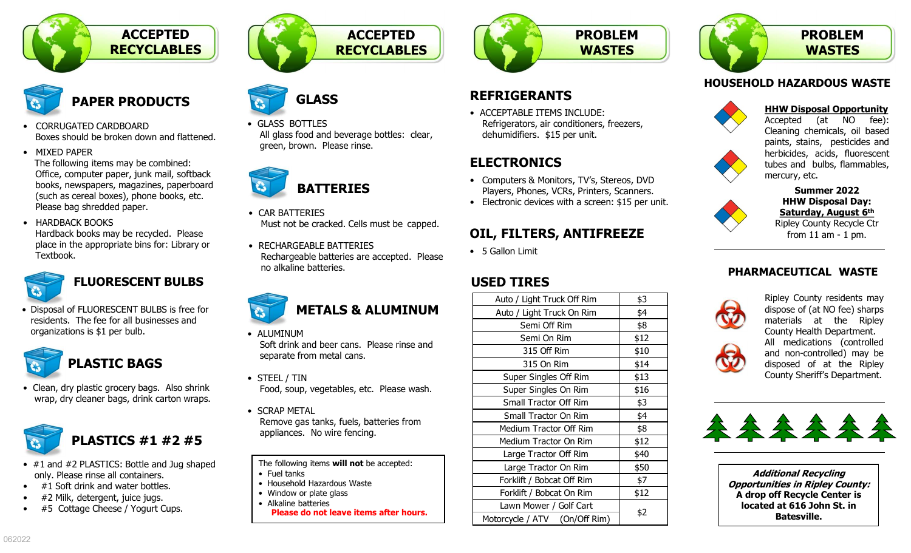# ACCEPTED RECYCLABLES

## PAPER PRODUCTS

- CORRUGATED CARDBOARD
  Boxes should be broken down and flattened.
- MIXED PAPER
  The following items may be combined: Office, computer paper, junk mail, softback books, newspapers, magazines, paperboard (such as cereal boxes), phone books, etc. Please bag shredded paper.
- HARDBACK BOOKS
  Hardback books may be recycled. Please place in the appropriate bins for: Library or Textbook.

## FLUORESCENT BULBS

- Disposal of FLUORESCENT BULBS is free for residents. The fee for all businesses and organizations is $1 per bulb.

## PLASTIC BAGS

- Clean, dry plastic grocery bags. Also shrink wrap, dry cleaner bags, drink carton wraps.

## PLASTICS #1 #2 #5

- #1 and #2 PLASTICS: Bottle and Jug shaped only. Please rinse all containers.
- #1 Soft drink and water bottles.
- #2 Milk, detergent, juice jugs.
- #5 Cottage Cheese / Yogurt Cups.

# ACCEPTED RECYCLABLES

## GLASS

- GLASS BOTTLES
  All glass food and beverage bottles: clear, green, brown. Please rinse.

## BATTERIES

- CAR BATTERIES
  Must not be cracked. Cells must be capped.
- RECHARGEABLE BATTERIES
  Rechargeable batteries are accepted. Please no alkaline batteries.

## METALS & ALUMINUM

- ALUMINUM
  Soft drink and beer cans. Please rinse and separate from metal cans.
- STEEL / TIN
  Food, soup, vegetables, etc. Please wash.
- SCRAP METAL
  Remove gas tanks, fuels, batteries from appliances. No wire fencing.

The following items **will not** be accepted:
- Fuel tanks
- Household Hazardous Waste
- Window or plate glass
- Alkaline batteries

**Please do not leave items after hours.**

# PROBLEM WASTES

## REFRIGERANTS

- ACCEPTABLE ITEMS INCLUDE:
  Refrigerators, air conditioners, freezers, dehumidifiers. $15 per unit.

## ELECTRONICS

- Computers & Monitors, TV's, Stereos, DVD Players, Phones, VCRs, Printers, Scanners.
- Electronic devices with a screen: $15 per unit.

## OIL, FILTERS, ANTIFREEZE

- 5 Gallon Limit

## USED TIRES

| | |
|---|---|
| Auto / Light Truck Off Rim | $3 |
| Auto / Light Truck On Rim | $4 |
| Semi Off Rim | $8 |
| Semi On Rim | $12 |
| 315 Off Rim | $10 |
| 315 On Rim | $14 |
| Super Singles Off Rim | $13 |
| Super Singles On Rim | $16 |
| Small Tractor Off Rim | $3 |
| Small Tractor On Rim | $4 |
| Medium Tractor Off Rim | $8 |
| Medium Tractor On Rim | $12 |
| Large Tractor Off Rim | $40 |
| Large Tractor On Rim | $50 |
| Forklift / Bobcat Off Rim | $7 |
| Forklift / Bobcat On Rim | $12 |
| Lawn Mower / Golf Cart | $2 |
| Motorcycle / ATV (On/Off Rim) | $2 |

# PROBLEM WASTES

## HOUSEHOLD HAZARDOUS WASTE

**HHW Disposal Opportunity**
Accepted (at NO fee): Cleaning chemicals, oil based paints, stains, pesticides and herbicides, acids, fluorescent tubes and bulbs, flammables, mercury, etc.

**Summer 2022**
**HHW Disposal Day:**
**Saturday, August 6th**
Ripley County Recycle Ctr
from 11 am - 1 pm.

## PHARMACEUTICAL WASTE

Ripley County residents may dispose of (at NO fee) sharps materials at the Ripley County Health Department. All medications (controlled and non-controlled) may be disposed of at the Ripley County Sheriff's Department.

***Additional Recycling Opportunities in Ripley County:***
**A drop off Recycle Center is located at 616 John St. in Batesville.**

062022